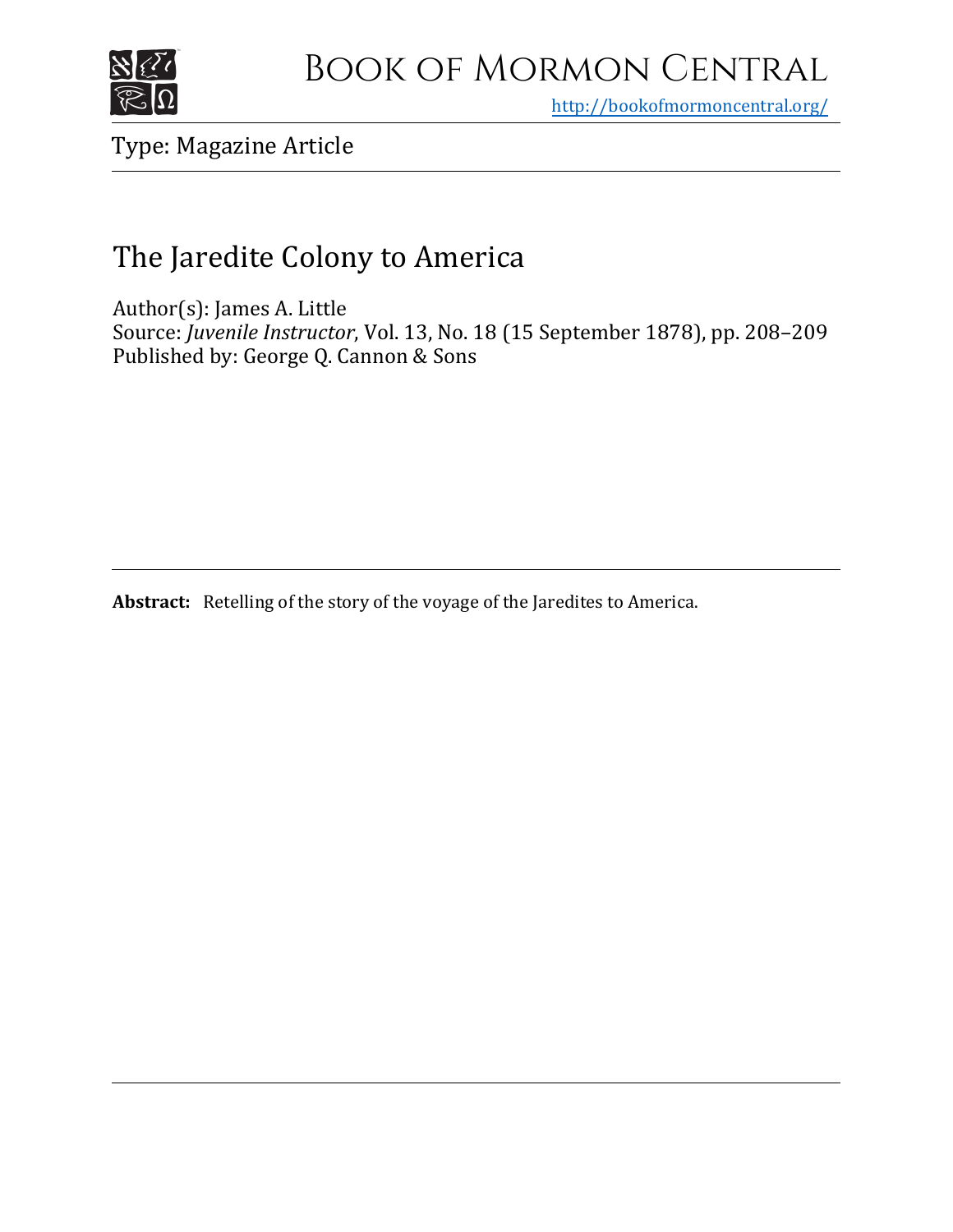# Book of Mormon Central

http://bookofmormoncentral.org/

Type: Magazine Article

## The Jaredite Colony to America

Author(s): James A. Little
Source: *Juvenile Instructor*, Vol. 13, No. 18 (15 September 1878), pp. 208–209
Published by: George Q. Cannon & Sons

**Abstract:** Retelling of the story of the voyage of the Jaredites to America.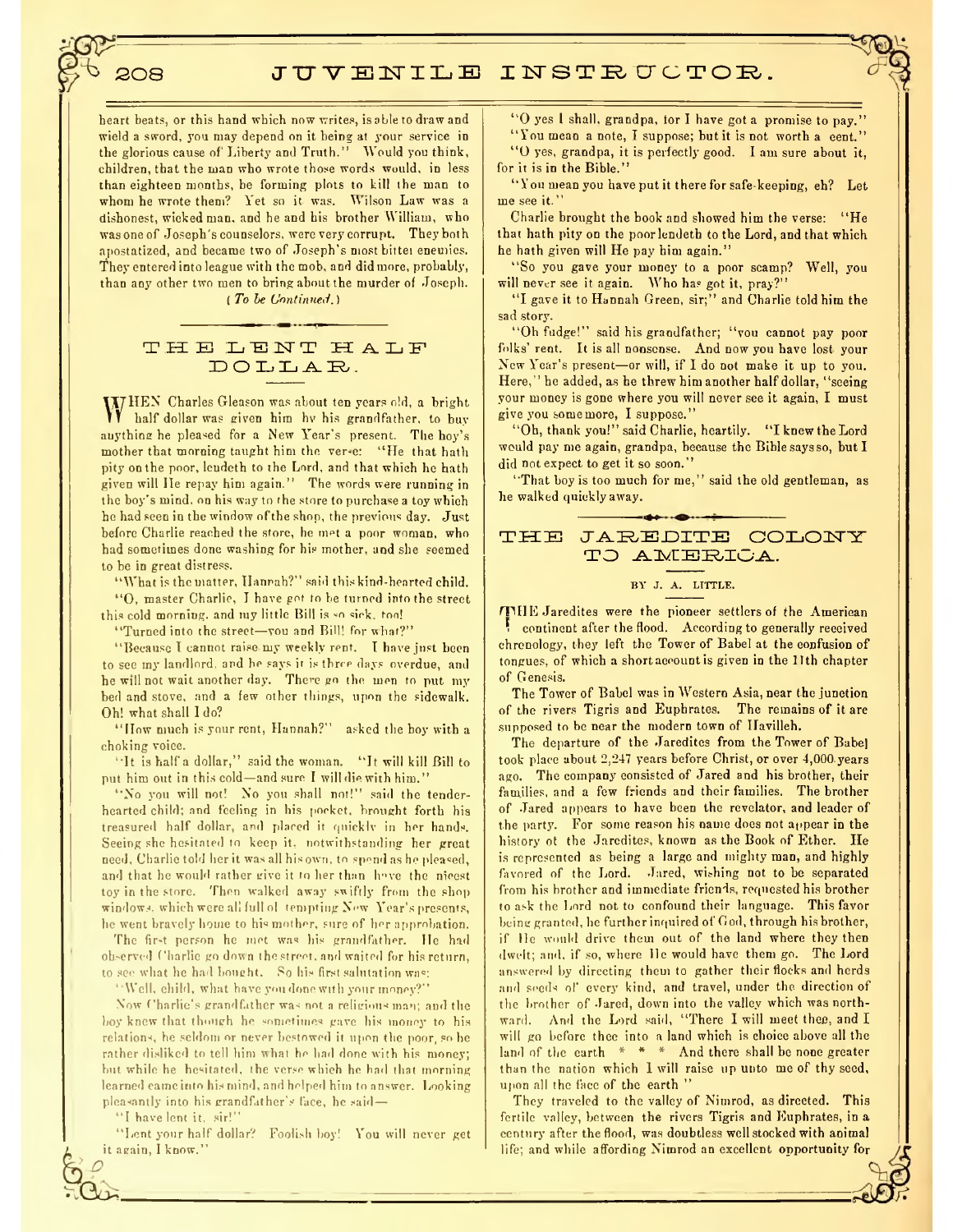heart beats, or this hand which now writes, is able to draw and wield a sword, you may depend on it being at your service in the glorious cause of Liberty and Truth." Would you think, children, that the man who wrote those words would, in less than eighteen months, be forming plots to kill the man to whom he wrote them? Yet so it was. Wilson Law was a dishonest, wicked man, and he and his brother William, who was one of Joseph's counselors, were very corrupt. They both apostatized, and became two of Joseph's most bitter enemies. They entered into league with the mob, and did more, probably, than any other two men to bring about the murder of Joseph.

*(To be Continued.)*

## THE LENT HALF DOLLAR.

WHEN Charles Gleason was about ten years old, a bright half dollar was given him by his grandfather, to buy anything he pleased for a New Year's present. The boy's mother that morning taught him the verse: "He that hath pity on the poor, lendeth to the Lord, and that which he hath given will He repay him again." The words were running in the boy's mind, on his way to the store to purchase a toy which he had seen in the window of the shop, the previous day. Just before Charlie reached the store, he met a poor woman, who had sometimes done washing for his mother, and she seemed to be in great distress.

"What is the matter, Hannah?" said this kind-hearted child.

"O, master Charlie, I have got to be turned into the street this cold morning, and my little Bill is so sick, too!

"Turned into the street—you and Bill! for what?"

"Because I cannot raise my weekly rent. I have just been to see my landlord, and he says it is three days overdue, and he will not wait another day. There go the men to put my bed and stove, and a few other things, upon the sidewalk. Oh! what shall I do?

"How much is your rent, Hannah?" asked the boy with a choking voice.

"It is half a dollar," said the woman. "It will kill Bill to put him out in this cold—and sure I will die with him."

"No you will not! No you shall not!" said the tender-hearted child; and feeling in his pocket, brought forth his treasured half dollar, and placed it quickly in her hands. Seeing she hesitated to keep it, notwithstanding her great need, Charlie told her it was all his own, to spend as he pleased, and that he would rather give it to her than have the nicest toy in the store. Then walked away swiftly from the shop windows, which were all full of tempting New Year's presents, he went bravely home to his mother, sure of her approbation.

The first person he met was his grandfather. He had observed Charlie go down the street, and waited for his return, to see what he had bought. So his first salutation was:

"Well, child, what have you done with your money?"

Now Charlie's grandfather was not a religious man; and the boy knew that though he sometimes gave his money to his relations, he seldom or never bestowed it upon the poor, so he rather disliked to tell him what he had done with his money; but while he hesitated, the verse which he had that morning learned came into his mind, and helped him to answer. Looking pleasantly into his grandfather's face, he said—

"I have lent it, sir!"

"Lent your half dollar? Foolish boy! You will never get it again, I know."

"O yes I shall, grandpa, for I have got a promise to pay."

"You mean a note, I suppose; but it is not worth a cent."

"O yes, grandpa, it is perfectly good. I am sure about it, for it is in the Bible."

"You mean you have put it there for safe-keeping, eh? Let me see it."

Charlie brought the book and showed him the verse: "He that hath pity on the poor lendeth to the Lord, and that which he hath given will He pay him again."

"So you gave your money to a poor scamp? Well, you will never see it again. Who has got it, pray?"

"I gave it to Hannah Green, sir;" and Charlie told him the sad story.

"Oh fudge!" said his grandfather; "you cannot pay poor folks' rent. It is all nonsense. And now you have lost your New Year's present—or will, if I do not make it up to you. Here," he added, as he threw him another half dollar, "seeing your money is gone where you will never see it again, I must give you some more, I suppose."

"Oh, thank you!" said Charlie, heartily. "I knew the Lord would pay me again, grandpa, because the Bible says so, but I did not expect to get it so soon."

"That boy is too much for me," said the old gentleman, as he walked quickly away.

## THE JAREDITE COLONY TO AMERICA.

BY J. A. LITTLE.

THE Jaredites were the pioneer settlers of the American continent after the flood. According to generally received chronology, they left the Tower of Babel at the confusion of tongues, of which a short account is given in the 11th chapter of Genesis.

The Tower of Babel was in Western Asia, near the junction of the rivers Tigris and Euphrates. The remains of it are supposed to be near the modern town of Havilleh.

The departure of the Jaredites from the Tower of Babel took place about 2,247 years before Christ, or over 4,000 years ago. The company consisted of Jared and his brother, their families, and a few friends and their families. The brother of Jared appears to have been the revelator, and leader of the party. For some reason his name does not appear in the history of the Jaredites, known as the Book of Ether. He is represented as being a large and mighty man, and highly favored of the Lord. Jared, wishing not to be separated from his brother and immediate friends, requested his brother to ask the Lord not to confound their language. This favor being granted, he further inquired of God, through his brother, if He would drive them out of the land where they then dwelt; and, if so, where He would have them go. The Lord answered by directing them to gather their flocks and herds and seeds of every kind, and travel, under the direction of the brother of Jared, down into the valley which was northward. And the Lord said, "There I will meet thee, and I will go before thee into a land which is choice above all the land of the earth * * * And there shall be none greater than the nation which I will raise up unto me of thy seed, upon all the face of the earth "

They traveled to the valley of Nimrod, as directed. This fertile valley, between the rivers Tigris and Euphrates, in a century after the flood, was doubtless well stocked with animal life; and while affording Nimrod an excellent opportunity for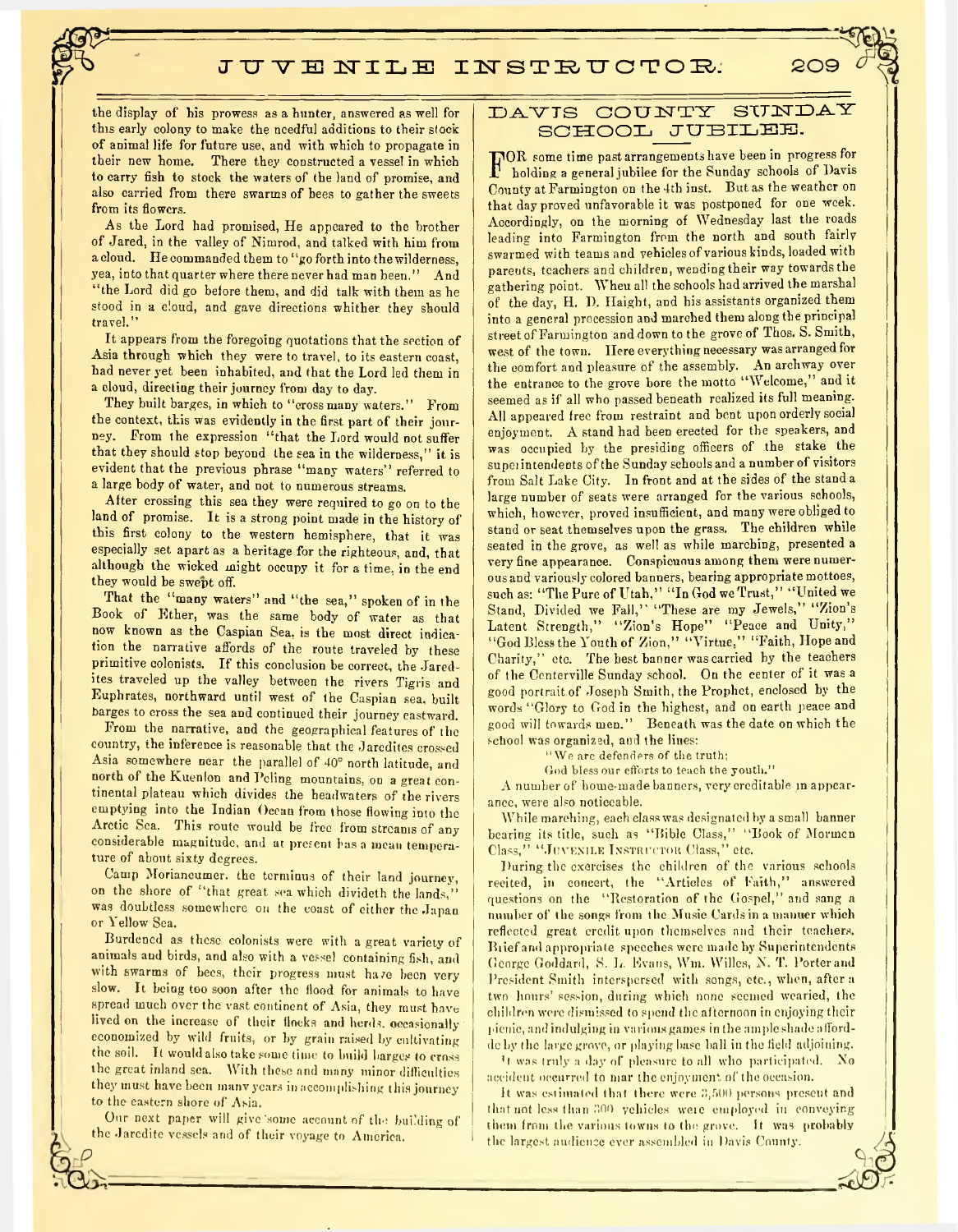the display of his prowess as a hunter, answered as well for this early colony to make the needful additions to their stock of animal life for future use, and with which to propagate in their new home. There they constructed a vessel in which to carry fish to stock the waters of the land of promise, and also carried from there swarms of bees to gather the sweets from its flowers.

As the Lord had promised, He appeared to the brother of Jared, in the valley of Nimrod, and talked with him from a cloud. He commanded them to "go forth into the wilderness, yea, into that quarter where there never had man been." And "the Lord did go before them, and did talk with them as he stood in a cloud, and gave directions whither they should travel."

It appears from the foregoing quotations that the section of Asia through which they were to travel, to its eastern coast, had never yet been inhabited, and that the Lord led them in a cloud, directing their journey from day to day.

They built barges, in which to "cross many waters." From the context, this was evidently in the first part of their journey. From the expression "that the Lord would not suffer that they should stop beyond the sea in the wilderness," it is evident that the previous phrase "many waters" referred to a large body of water, and not to numerous streams.

After crossing this sea they were required to go on to the land of promise. It is a strong point made in the history of this first colony to the western hemisphere, that it was especially set apart as a heritage for the righteous, and, that although the wicked might occupy it for a time, in the end they would be swept off.

That the "many waters" and "the sea," spoken of in the Book of Ether, was the same body of water as that now known as the Caspian Sea, is the most direct indication the narrative affords of the route traveled by these primitive colonists. If this conclusion be correct, the Jaredites traveled up the valley between the rivers Tigris and Euphrates, northward until west of the Caspian sea, built barges to cross the sea and continued their journey eastward.

From the narrative, and the geographical features of the country, the inference is reasonable that the Jaredites crossed Asia somewhere near the parallel of 40° north latitude, and north of the Kuenlon and Peling mountains, on a great continental plateau which divides the headwaters of the rivers emptying into the Indian Ocean from those flowing into the Arctic Sea. This route would be free from streams of any considerable magnitude, and at present has a mean temperature of about sixty degrees.

Camp Moriancumer, the terminus of their land journey, on the shore of "that great sea which divideth the lands," was doubtless somewhere on the coast of either the Japan or Yellow Sea.

Burdened as these colonists were with a great variety of animals and birds, and also with a vessel containing fish, and with swarms of bees, their progress must have been very slow. It being too soon after the flood for animals to have spread much over the vast continent of Asia, they must have lived on the increase of their flocks and herds, occasionally economized by wild fruits, or by grain raised by cultivating the soil. It would also take some time to build barges to cross the great inland sea. With these and many minor difficulties they must have been many years in accomplishing this journey to the eastern shore of Asia.

Our next paper will give some account of the building of the Jaredite vessels and of their voyage to America.

## DAVIS COUNTY SUNDAY SCHOOL JUBILEE.

FOR some time past arrangements have been in progress for holding a general jubilee for the Sunday schools of Davis County at Farmington on the 4th inst. But as the weather on that day proved unfavorable it was postponed for one week. Accordingly, on the morning of Wednesday last the roads leading into Farmington from the north and south fairly swarmed with teams and vehicles of various kinds, loaded with parents, teachers and children, wending their way towards the gathering point. When all the schools had arrived the marshal of the day, H. D. Haight, and his assistants organized them into a general procession and marched them along the principal street of Farmington and down to the grove of Thos. S. Smith, west of the town. Here everything necessary was arranged for the comfort and pleasure of the assembly. An archway over the entrance to the grove bore the motto "Welcome," and it seemed as if all who passed beneath realized its full meaning. All appeared free from restraint and bent upon orderly social enjoyment. A stand had been erected for the speakers, and was occupied by the presiding officers of the stake the superintendents of the Sunday schools and a number of visitors from Salt Lake City. In front and at the sides of the stand a large number of seats were arranged for the various schools, which, however, proved insufficient, and many were obliged to stand or seat themselves upon the grass. The children while seated in the grove, as well as while marching, presented a very fine appearance. Conspicuous among them were numerous and variously colored banners, bearing appropriate mottoes, such as: "The Pure of Utah," "In God we Trust," "United we Stand, Divided we Fall," "These are my Jewels," "Zion's Latent Strength," "Zion's Hope" "Peace and Unity," "God Bless the Youth of Zion," "Virtue," "Faith, Hope and Charity," etc. The best banner was carried by the teachers of the Centerville Sunday school. On the center of it was a good portrait of Joseph Smith, the Prophet, enclosed by the words "Glory to God in the highest, and on earth peace and good will towards men." Beneath was the date on which the school was organized, and the lines:

"We are defenders of the truth;
God bless our efforts to teach the youth."

A number of home-made banners, very creditable in appearance, were also noticeable.

While marching, each class was designated by a small banner bearing its title, such as "Bible Class," "Book of Mormon Class," "JUVENILE INSTRUCTOR Class," etc.

During the exercises the children of the various schools recited, in concert, the "Articles of Faith," answered questions on the "Restoration of the Gospel," and sang a number of the songs from the Music Cards in a manner which reflected great credit upon themselves and their teachers. Brief and appropriate speeches were made by Superintendents George Goddard, S. L. Evans, Wm. Willes, N. T. Porter and President Smith interspersed with songs, etc., when, after a two hours' session, during which none seemed wearied, the children were dismissed to spend the afternoon in enjoying their picnic, and indulging in various games in the ample shade afforded by the large grove, or playing base ball in the field adjoining.

It was truly a day of pleasure to all who participated. No accident occurred to mar the enjoyment of the occasion.

It was estimated that there were 3,500 persons present and that not less than 300 vehicles were employed in conveying them from the various towns to the grove. It was probably the largest audience ever assembled in Davis County.